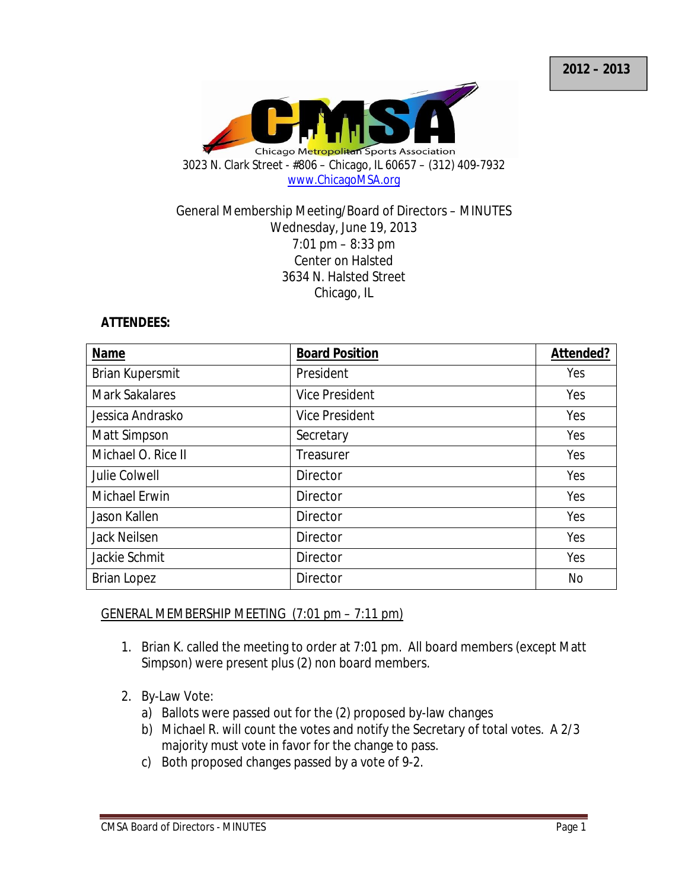2012 – 2013

Chicago Metropolitan Sports Association

3023 N. Clark Street - #806 – Chicago, IL 60657 – (312) 409-7932
www.ChicagoMSA.org

General Membership Meeting/Board of Directors – MINUTES
Wednesday, June 19, 2013
7:01 pm – 8:33 pm
Center on Halsted
3634 N. Halsted Street
Chicago, IL

**ATTENDEES:**

| Name | Board Position | Attended? |
|---|---|---|
| Brian Kupersmit | President | Yes |
| Mark Sakalares | Vice President | Yes |
| Jessica Andrasko | Vice President | Yes |
| Matt Simpson | Secretary | Yes |
| Michael O. Rice II | Treasurer | Yes |
| Julie Colwell | Director | Yes |
| Michael Erwin | Director | Yes |
| Jason Kallen | Director | Yes |
| Jack Neilsen | Director | Yes |
| Jackie Schmit | Director | Yes |
| Brian Lopez | Director | No |

GENERAL MEMBERSHIP MEETING (7:01 pm – 7:11 pm)

1. Brian K. called the meeting to order at 7:01 pm. All board members (except Matt Simpson) were present plus (2) non board members.

2. By-Law Vote:
   a) Ballots were passed out for the (2) proposed by-law changes
   b) Michael R. will count the votes and notify the Secretary of total votes. A 2/3 majority must vote in favor for the change to pass.
   c) Both proposed changes passed by a vote of 9-2.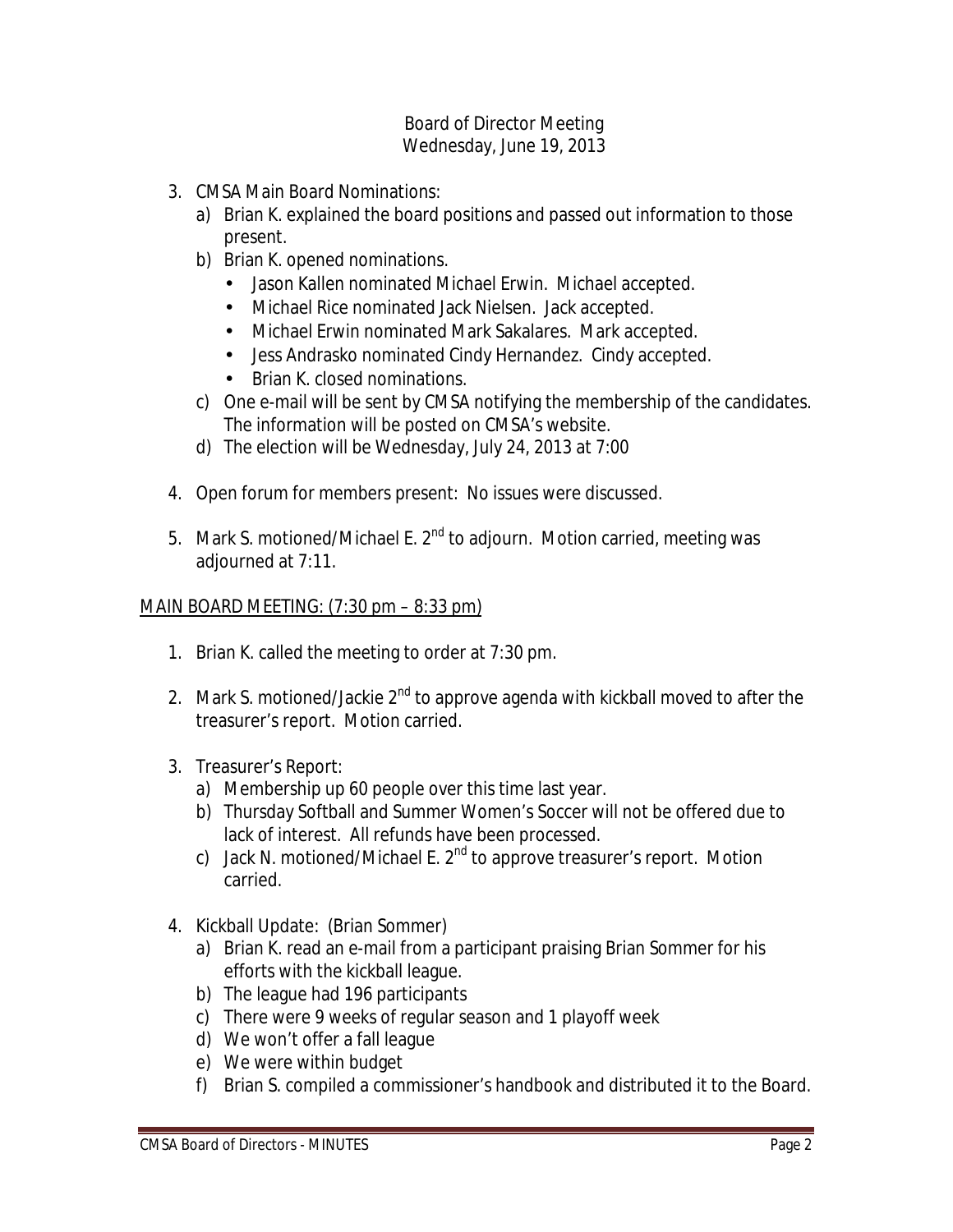Board of Director Meeting
Wednesday, June 19, 2013

3. CMSA Main Board Nominations:
   a) Brian K. explained the board positions and passed out information to those present.
   b) Brian K. opened nominations.
      - Jason Kallen nominated Michael Erwin. Michael accepted.
      - Michael Rice nominated Jack Nielsen. Jack accepted.
      - Michael Erwin nominated Mark Sakalares. Mark accepted.
      - Jess Andrasko nominated Cindy Hernandez. Cindy accepted.
      - Brian K. closed nominations.
   c) One e-mail will be sent by CMSA notifying the membership of the candidates. The information will be posted on CMSA's website.
   d) The election will be Wednesday, July 24, 2013 at 7:00

4. Open forum for members present: No issues were discussed.

5. Mark S. motioned/Michael E. 2nd to adjourn. Motion carried, meeting was adjourned at 7:11.

<u>MAIN BOARD MEETING: (7:30 pm – 8:33 pm)</u>

1. Brian K. called the meeting to order at 7:30 pm.

2. Mark S. motioned/Jackie 2nd to approve agenda with kickball moved to after the treasurer's report. Motion carried.

3. Treasurer's Report:
   a) Membership up 60 people over this time last year.
   b) Thursday Softball and Summer Women's Soccer will not be offered due to lack of interest. All refunds have been processed.
   c) Jack N. motioned/Michael E. 2nd to approve treasurer's report. Motion carried.

4. Kickball Update: (Brian Sommer)
   a) Brian K. read an e-mail from a participant praising Brian Sommer for his efforts with the kickball league.
   b) The league had 196 participants
   c) There were 9 weeks of regular season and 1 playoff week
   d) We won't offer a fall league
   e) We were within budget
   f) Brian S. compiled a commissioner's handbook and distributed it to the Board.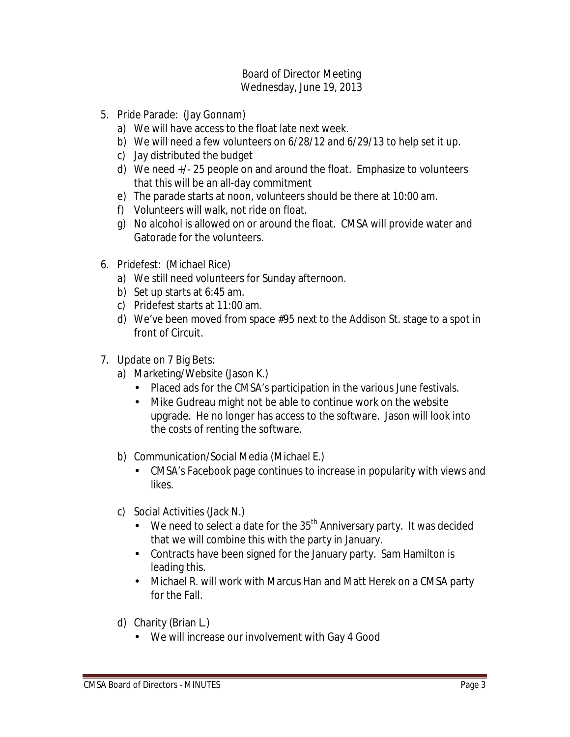Board of Director Meeting
Wednesday, June 19, 2013

5. Pride Parade: (Jay Gonnam)
   a) We will have access to the float late next week.
   b) We will need a few volunteers on 6/28/12 and 6/29/13 to help set it up.
   c) Jay distributed the budget
   d) We need +/- 25 people on and around the float. Emphasize to volunteers that this will be an all-day commitment
   e) The parade starts at noon, volunteers should be there at 10:00 am.
   f) Volunteers will walk, not ride on float.
   g) No alcohol is allowed on or around the float. CMSA will provide water and Gatorade for the volunteers.

6. Pridefest: (Michael Rice)
   a) We still need volunteers for Sunday afternoon.
   b) Set up starts at 6:45 am.
   c) Pridefest starts at 11:00 am.
   d) We've been moved from space #95 next to the Addison St. stage to a spot in front of Circuit.

7. Update on 7 Big Bets:
   a) Marketing/Website (Jason K.)
      - Placed ads for the CMSA's participation in the various June festivals.
      - Mike Gudreau might not be able to continue work on the website upgrade. He no longer has access to the software. Jason will look into the costs of renting the software.

   b) Communication/Social Media (Michael E.)
      - CMSA's Facebook page continues to increase in popularity with views and likes.

   c) Social Activities (Jack N.)
      - We need to select a date for the 35th Anniversary party. It was decided that we will combine this with the party in January.
      - Contracts have been signed for the January party. Sam Hamilton is leading this.
      - Michael R. will work with Marcus Han and Matt Herek on a CMSA party for the Fall.

   d) Charity (Brian L.)
      - We will increase our involvement with Gay 4 Good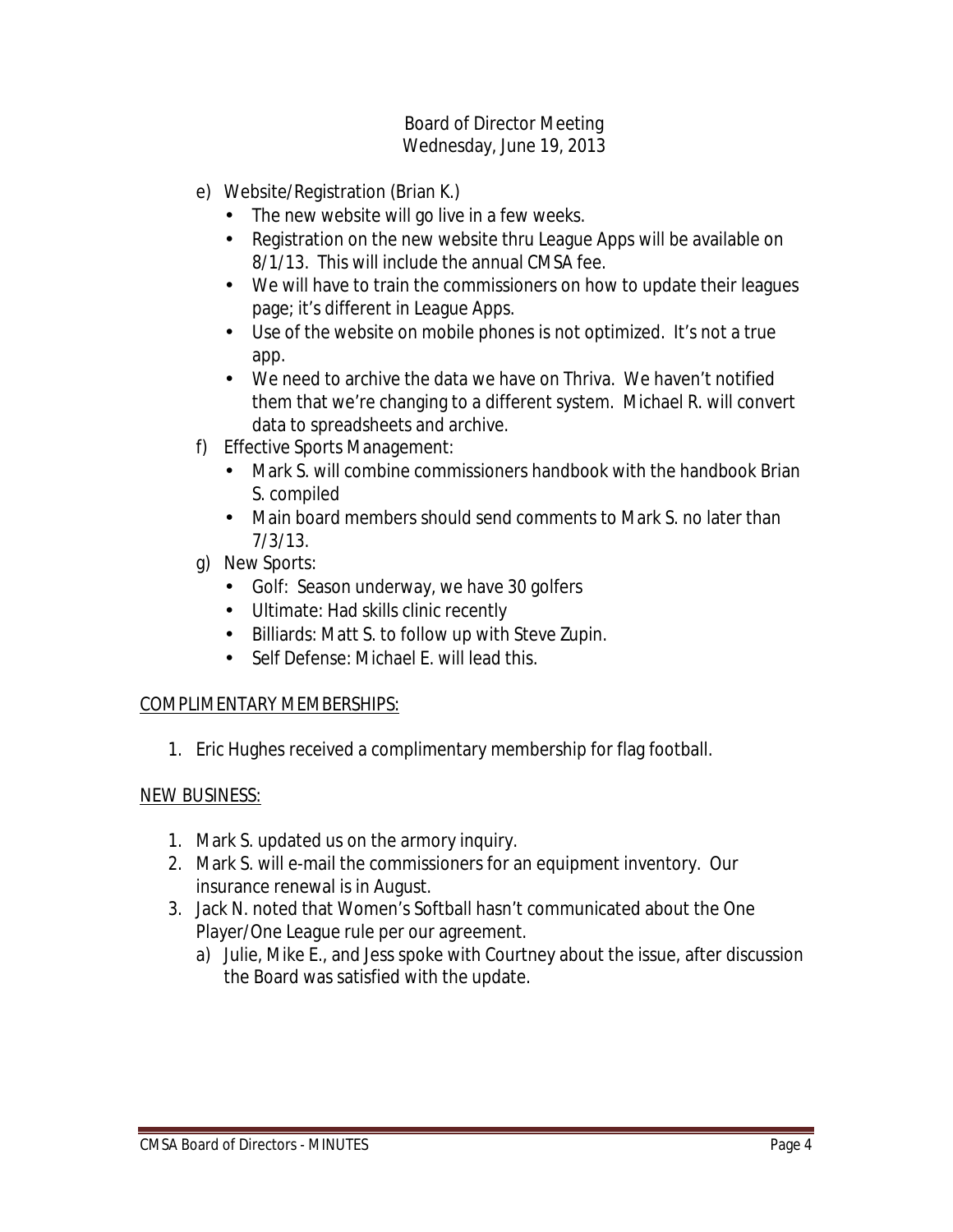Board of Director Meeting
Wednesday, June 19, 2013

e) Website/Registration (Brian K.)
   - The new website will go live in a few weeks.
   - Registration on the new website thru League Apps will be available on 8/1/13. This will include the annual CMSA fee.
   - We will have to train the commissioners on how to update their leagues page; it's different in League Apps.
   - Use of the website on mobile phones is not optimized. It's not a true app.
   - We need to archive the data we have on Thriva. We haven't notified them that we're changing to a different system. Michael R. will convert data to spreadsheets and archive.
f) Effective Sports Management:
   - Mark S. will combine commissioners handbook with the handbook Brian S. compiled
   - Main board members should send comments to Mark S. no later than 7/3/13.
g) New Sports:
   - Golf: Season underway, we have 30 golfers
   - Ultimate: Had skills clinic recently
   - Billiards: Matt S. to follow up with Steve Zupin.
   - Self Defense: Michael E. will lead this.

<u>COMPLIMENTARY MEMBERSHIPS:</u>

1. Eric Hughes received a complimentary membership for flag football.

<u>NEW BUSINESS:</u>

1. Mark S. updated us on the armory inquiry.
2. Mark S. will e-mail the commissioners for an equipment inventory. Our insurance renewal is in August.
3. Jack N. noted that Women's Softball hasn't communicated about the One Player/One League rule per our agreement.
   a) Julie, Mike E., and Jess spoke with Courtney about the issue, after discussion the Board was satisfied with the update.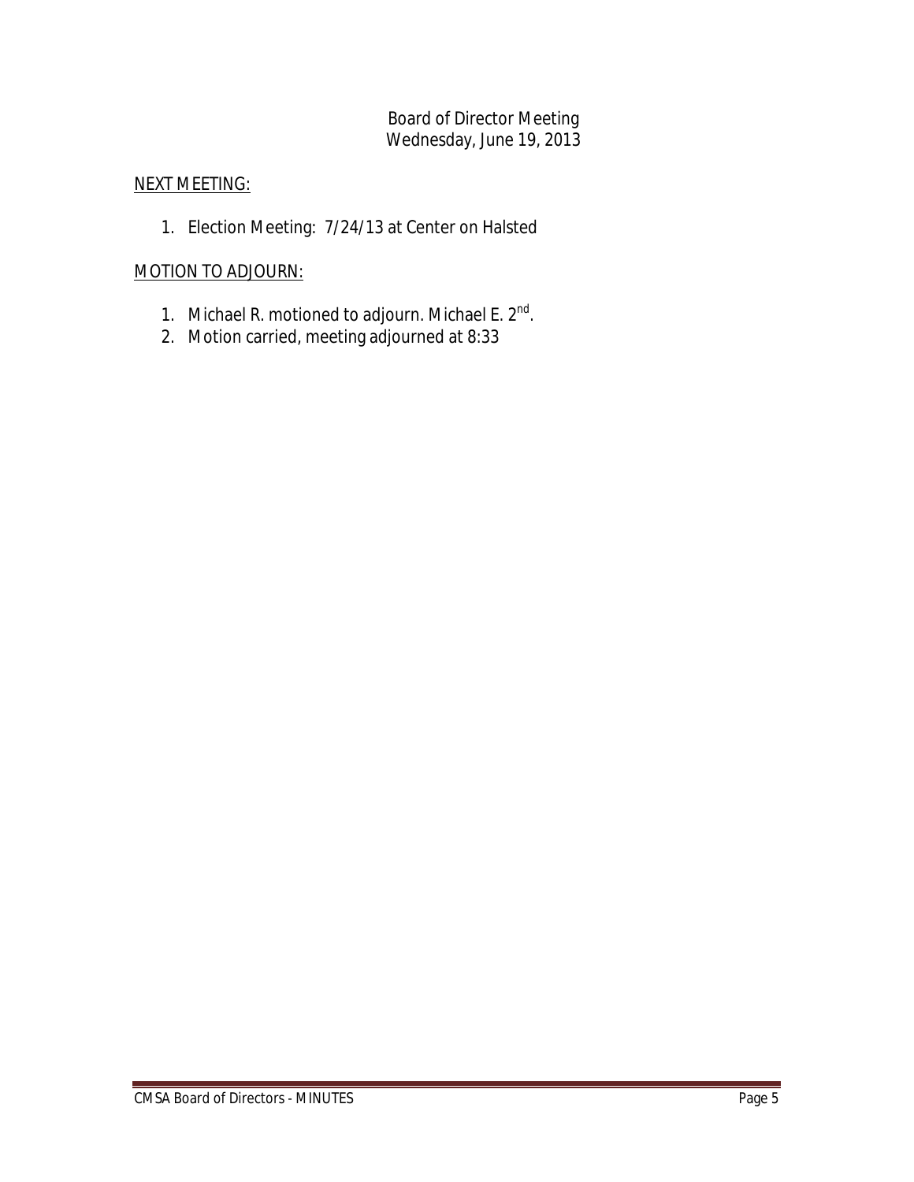Board of Director Meeting
Wednesday, June 19, 2013

## NEXT MEETING:

1. Election Meeting: 7/24/13 at Center on Halsted

## MOTION TO ADJOURN:

1. Michael R. motioned to adjourn. Michael E. 2nd.
2. Motion carried, meeting adjourned at 8:33